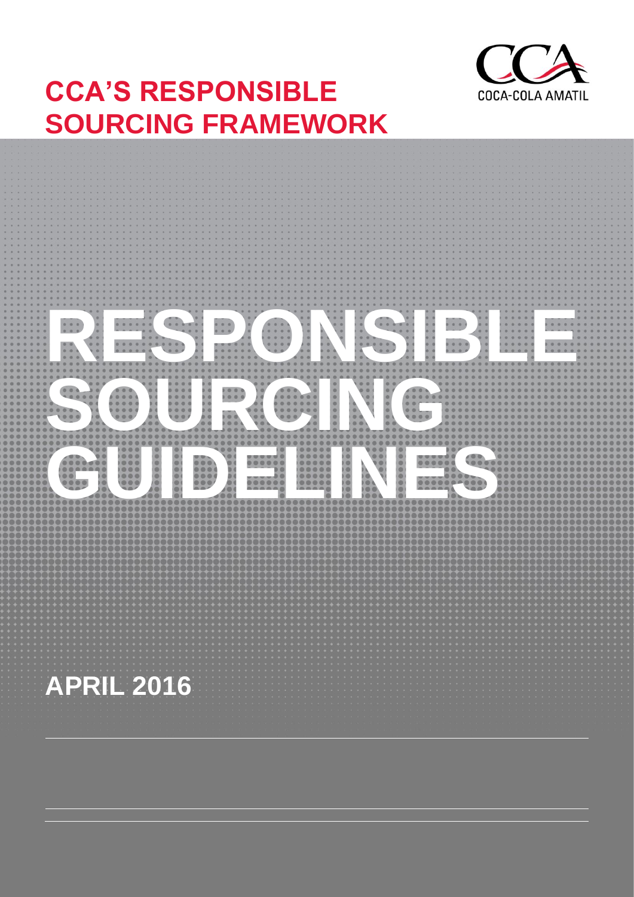**CCA'S RESPONSIBLE SOURCING FRAMEWORK**

COCA-COLA AMATIL

# RESPONSIBLE SOURCING GUIDELINES

**APRIL 2016**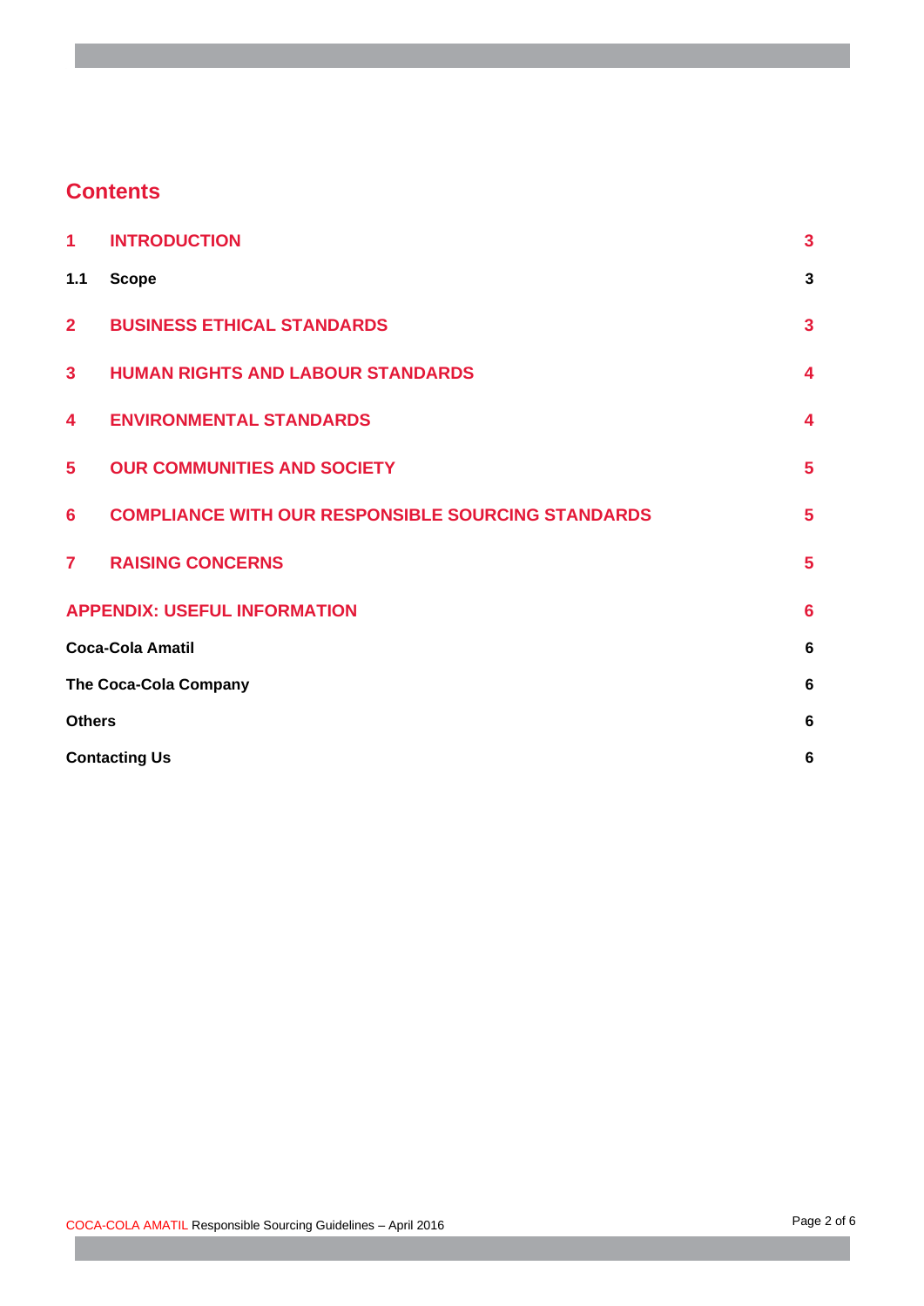## Contents

| | | |
|---|---|---|
| **1** | **INTRODUCTION** | **3** |
| **1.1** | **Scope** | **3** |
| **2** | **BUSINESS ETHICAL STANDARDS** | **3** |
| **3** | **HUMAN RIGHTS AND LABOUR STANDARDS** | **4** |
| **4** | **ENVIRONMENTAL STANDARDS** | **4** |
| **5** | **OUR COMMUNITIES AND SOCIETY** | **5** |
| **6** | **COMPLIANCE WITH OUR RESPONSIBLE SOURCING STANDARDS** | **5** |
| **7** | **RAISING CONCERNS** | **5** |
| **APPENDIX: USEFUL INFORMATION** | | **6** |
| **Coca-Cola Amatil** | | **6** |
| **The Coca-Cola Company** | | **6** |
| **Others** | | **6** |
| **Contacting Us** | | **6** |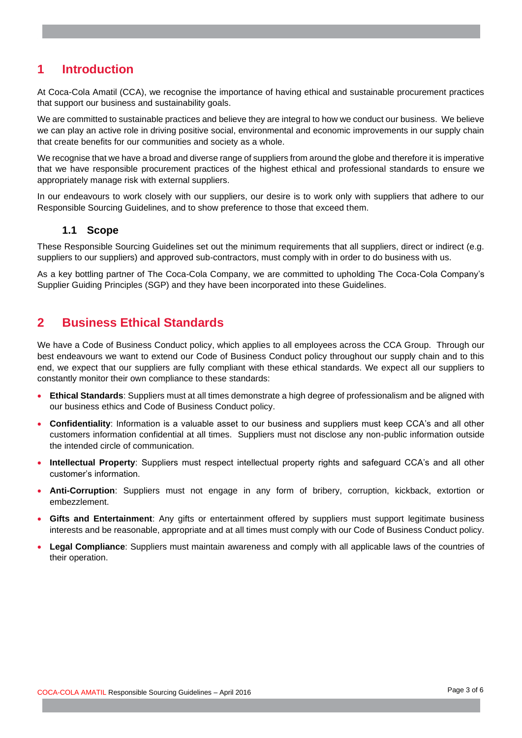# 1 Introduction

At Coca-Cola Amatil (CCA), we recognise the importance of having ethical and sustainable procurement practices that support our business and sustainability goals.

We are committed to sustainable practices and believe they are integral to how we conduct our business. We believe we can play an active role in driving positive social, environmental and economic improvements in our supply chain that create benefits for our communities and society as a whole.

We recognise that we have a broad and diverse range of suppliers from around the globe and therefore it is imperative that we have responsible procurement practices of the highest ethical and professional standards to ensure we appropriately manage risk with external suppliers.

In our endeavours to work closely with our suppliers, our desire is to work only with suppliers that adhere to our Responsible Sourcing Guidelines, and to show preference to those that exceed them.

## 1.1 Scope

These Responsible Sourcing Guidelines set out the minimum requirements that all suppliers, direct or indirect (e.g. suppliers to our suppliers) and approved sub-contractors, must comply with in order to do business with us.

As a key bottling partner of The Coca-Cola Company, we are committed to upholding The Coca-Cola Company's Supplier Guiding Principles (SGP) and they have been incorporated into these Guidelines.

# 2 Business Ethical Standards

We have a Code of Business Conduct policy, which applies to all employees across the CCA Group. Through our best endeavours we want to extend our Code of Business Conduct policy throughout our supply chain and to this end, we expect that our suppliers are fully compliant with these ethical standards. We expect all our suppliers to constantly monitor their own compliance to these standards:

- **Ethical Standards**: Suppliers must at all times demonstrate a high degree of professionalism and be aligned with our business ethics and Code of Business Conduct policy.
- **Confidentiality**: Information is a valuable asset to our business and suppliers must keep CCA's and all other customers information confidential at all times. Suppliers must not disclose any non-public information outside the intended circle of communication.
- **Intellectual Property**: Suppliers must respect intellectual property rights and safeguard CCA's and all other customer's information.
- **Anti-Corruption**: Suppliers must not engage in any form of bribery, corruption, kickback, extortion or embezzlement.
- **Gifts and Entertainment**: Any gifts or entertainment offered by suppliers must support legitimate business interests and be reasonable, appropriate and at all times must comply with our Code of Business Conduct policy.
- **Legal Compliance**: Suppliers must maintain awareness and comply with all applicable laws of the countries of their operation.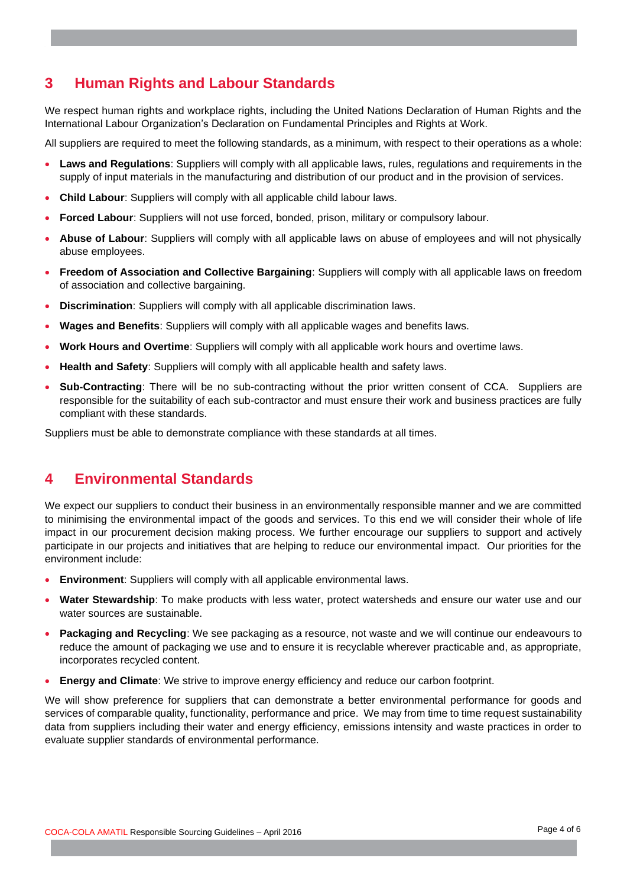## 3 Human Rights and Labour Standards

We respect human rights and workplace rights, including the United Nations Declaration of Human Rights and the International Labour Organization's Declaration on Fundamental Principles and Rights at Work.

All suppliers are required to meet the following standards, as a minimum, with respect to their operations as a whole:

- **Laws and Regulations**: Suppliers will comply with all applicable laws, rules, regulations and requirements in the supply of input materials in the manufacturing and distribution of our product and in the provision of services.
- **Child Labour**: Suppliers will comply with all applicable child labour laws.
- **Forced Labour**: Suppliers will not use forced, bonded, prison, military or compulsory labour.
- **Abuse of Labour**: Suppliers will comply with all applicable laws on abuse of employees and will not physically abuse employees.
- **Freedom of Association and Collective Bargaining**: Suppliers will comply with all applicable laws on freedom of association and collective bargaining.
- **Discrimination**: Suppliers will comply with all applicable discrimination laws.
- **Wages and Benefits**: Suppliers will comply with all applicable wages and benefits laws.
- **Work Hours and Overtime**: Suppliers will comply with all applicable work hours and overtime laws.
- **Health and Safety**: Suppliers will comply with all applicable health and safety laws.
- **Sub-Contracting**: There will be no sub-contracting without the prior written consent of CCA. Suppliers are responsible for the suitability of each sub-contractor and must ensure their work and business practices are fully compliant with these standards.

Suppliers must be able to demonstrate compliance with these standards at all times.

## 4 Environmental Standards

We expect our suppliers to conduct their business in an environmentally responsible manner and we are committed to minimising the environmental impact of the goods and services. To this end we will consider their whole of life impact in our procurement decision making process. We further encourage our suppliers to support and actively participate in our projects and initiatives that are helping to reduce our environmental impact. Our priorities for the environment include:

- **Environment**: Suppliers will comply with all applicable environmental laws.
- **Water Stewardship**: To make products with less water, protect watersheds and ensure our water use and our water sources are sustainable.
- **Packaging and Recycling**: We see packaging as a resource, not waste and we will continue our endeavours to reduce the amount of packaging we use and to ensure it is recyclable wherever practicable and, as appropriate, incorporates recycled content.
- **Energy and Climate**: We strive to improve energy efficiency and reduce our carbon footprint.

We will show preference for suppliers that can demonstrate a better environmental performance for goods and services of comparable quality, functionality, performance and price. We may from time to time request sustainability data from suppliers including their water and energy efficiency, emissions intensity and waste practices in order to evaluate supplier standards of environmental performance.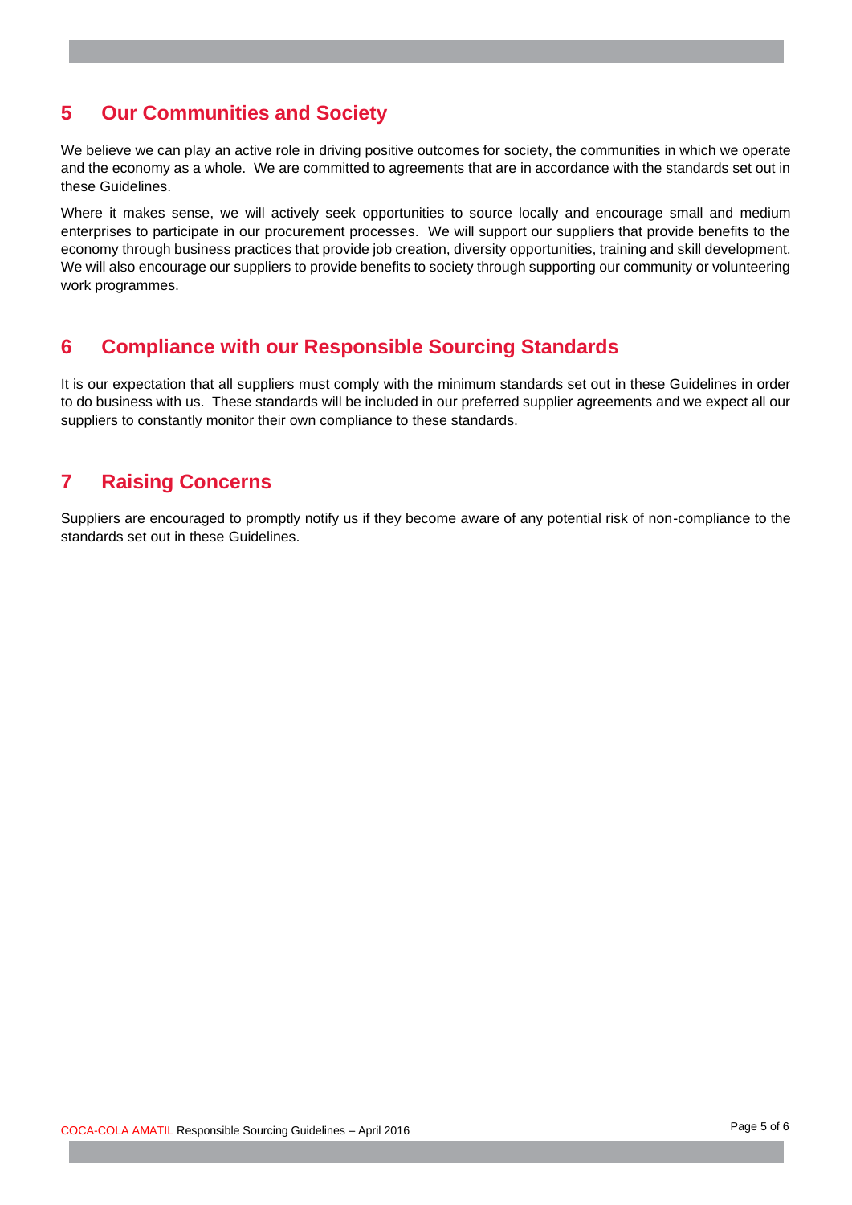## 5 Our Communities and Society

We believe we can play an active role in driving positive outcomes for society, the communities in which we operate and the economy as a whole. We are committed to agreements that are in accordance with the standards set out in these Guidelines.

Where it makes sense, we will actively seek opportunities to source locally and encourage small and medium enterprises to participate in our procurement processes. We will support our suppliers that provide benefits to the economy through business practices that provide job creation, diversity opportunities, training and skill development. We will also encourage our suppliers to provide benefits to society through supporting our community or volunteering work programmes.

## 6 Compliance with our Responsible Sourcing Standards

It is our expectation that all suppliers must comply with the minimum standards set out in these Guidelines in order to do business with us. These standards will be included in our preferred supplier agreements and we expect all our suppliers to constantly monitor their own compliance to these standards.

## 7 Raising Concerns

Suppliers are encouraged to promptly notify us if they become aware of any potential risk of non-compliance to the standards set out in these Guidelines.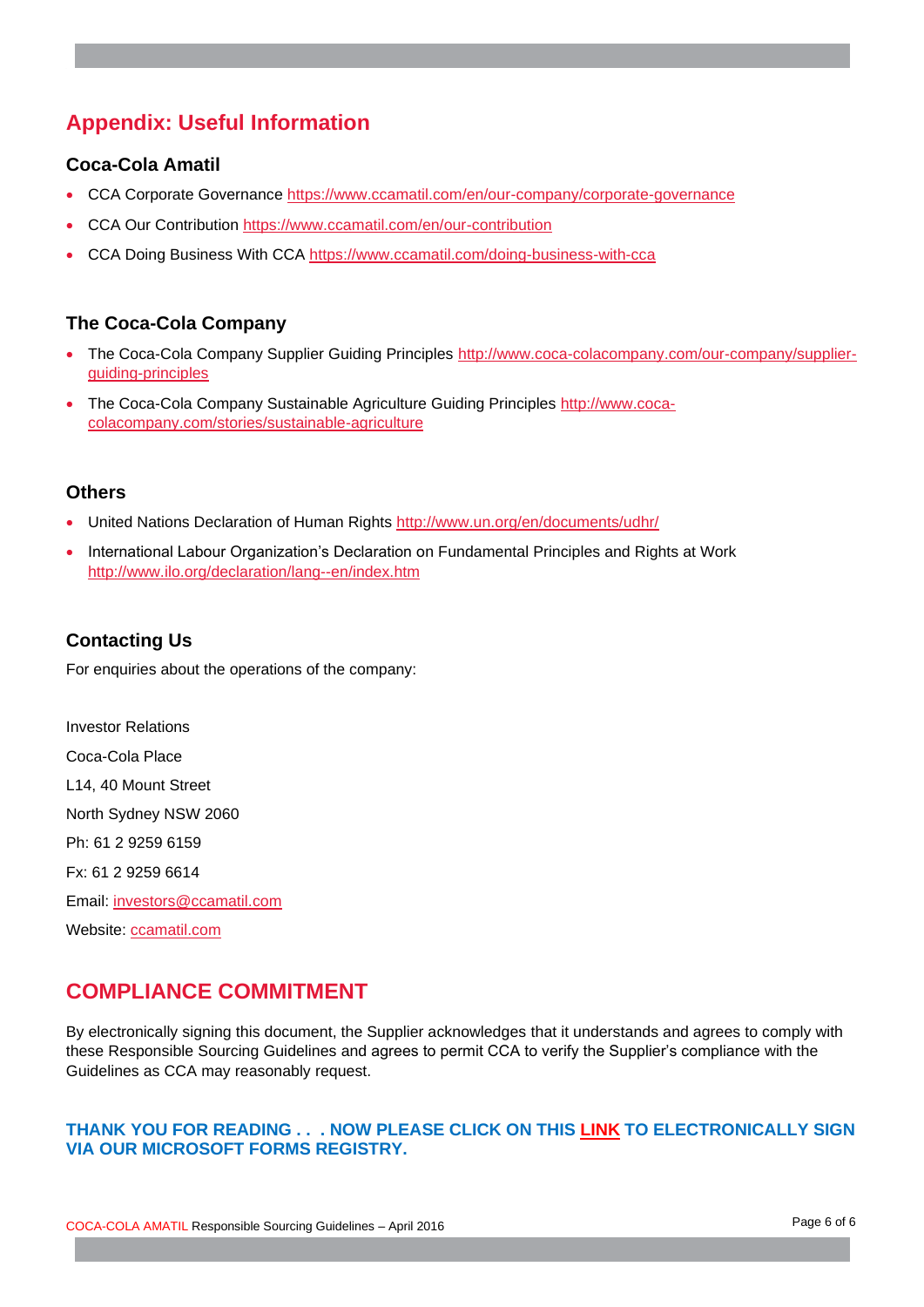## Appendix: Useful Information

### Coca-Cola Amatil

- CCA Corporate Governance https://www.ccamatil.com/en/our-company/corporate-governance
- CCA Our Contribution https://www.ccamatil.com/en/our-contribution
- CCA Doing Business With CCA https://www.ccamatil.com/doing-business-with-cca

### The Coca-Cola Company

- The Coca-Cola Company Supplier Guiding Principles http://www.coca-colacompany.com/our-company/supplier-guiding-principles
- The Coca-Cola Company Sustainable Agriculture Guiding Principles http://www.coca-colacompany.com/stories/sustainable-agriculture

### Others

- United Nations Declaration of Human Rights http://www.un.org/en/documents/udhr/
- International Labour Organization's Declaration on Fundamental Principles and Rights at Work http://www.ilo.org/declaration/lang--en/index.htm

### Contacting Us

For enquiries about the operations of the company:

Investor Relations

Coca-Cola Place

L14, 40 Mount Street

North Sydney NSW 2060

Ph: 61 2 9259 6159

Fx: 61 2 9259 6614

Email: investors@ccamatil.com

Website: ccamatil.com

## COMPLIANCE COMMITMENT

By electronically signing this document, the Supplier acknowledges that it understands and agrees to comply with these Responsible Sourcing Guidelines and agrees to permit CCA to verify the Supplier's compliance with the Guidelines as CCA may reasonably request.

**THANK YOU FOR READING . . . NOW PLEASE CLICK ON THIS LINK TO ELECTRONICALLY SIGN VIA OUR MICROSOFT FORMS REGISTRY.**